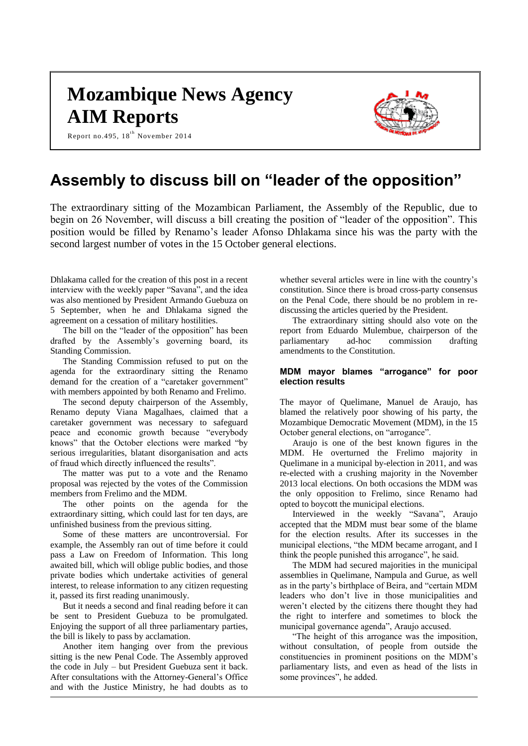# Mozambique News Agency
# AIM Reports

Report no.495, 18th November 2014

# Assembly to discuss bill on "leader of the opposition"

The extraordinary sitting of the Mozambican Parliament, the Assembly of the Republic, due to begin on 26 November, will discuss a bill creating the position of "leader of the opposition". This position would be filled by Renamo's leader Afonso Dhlakama since his was the party with the second largest number of votes in the 15 October general elections.

Dhlakama called for the creation of this post in a recent interview with the weekly paper "Savana", and the idea was also mentioned by President Armando Guebuza on 5 September, when he and Dhlakama signed the agreement on a cessation of military hostilities.

The bill on the "leader of the opposition" has been drafted by the Assembly's governing board, its Standing Commission.

The Standing Commission refused to put on the agenda for the extraordinary sitting the Renamo demand for the creation of a "caretaker government" with members appointed by both Renamo and Frelimo.

The second deputy chairperson of the Assembly, Renamo deputy Viana Magalhaes, claimed that a caretaker government was necessary to safeguard peace and economic growth because "everybody knows" that the October elections were marked "by serious irregularities, blatant disorganisation and acts of fraud which directly influenced the results".

The matter was put to a vote and the Renamo proposal was rejected by the votes of the Commission members from Frelimo and the MDM.

The other points on the agenda for the extraordinary sitting, which could last for ten days, are unfinished business from the previous sitting.

Some of these matters are uncontroversial. For example, the Assembly ran out of time before it could pass a Law on Freedom of Information. This long awaited bill, which will oblige public bodies, and those private bodies which undertake activities of general interest, to release information to any citizen requesting it, passed its first reading unanimously.

But it needs a second and final reading before it can be sent to President Guebuza to be promulgated. Enjoying the support of all three parliamentary parties, the bill is likely to pass by acclamation.

Another item hanging over from the previous sitting is the new Penal Code. The Assembly approved the code in July – but President Guebuza sent it back. After consultations with the Attorney-General's Office and with the Justice Ministry, he had doubts as to whether several articles were in line with the country's constitution. Since there is broad cross-party consensus on the Penal Code, there should be no problem in re-discussing the articles queried by the President.

The extraordinary sitting should also vote on the report from Eduardo Mulembue, chairperson of the parliamentary ad-hoc commission drafting amendments to the Constitution.

## MDM mayor blames "arrogance" for poor election results

The mayor of Quelimane, Manuel de Araujo, has blamed the relatively poor showing of his party, the Mozambique Democratic Movement (MDM), in the 15 October general elections, on "arrogance".

Araujo is one of the best known figures in the MDM. He overturned the Frelimo majority in Quelimane in a municipal by-election in 2011, and was re-elected with a crushing majority in the November 2013 local elections. On both occasions the MDM was the only opposition to Frelimo, since Renamo had opted to boycott the municipal elections.

Interviewed in the weekly "Savana", Araujo accepted that the MDM must bear some of the blame for the election results. After its successes in the municipal elections, "the MDM became arrogant, and I think the people punished this arrogance", he said.

The MDM had secured majorities in the municipal assemblies in Quelimane, Nampula and Gurue, as well as in the party's birthplace of Beira, and "certain MDM leaders who don't live in those municipalities and weren't elected by the citizens there thought they had the right to interfere and sometimes to block the municipal governance agenda", Araujo accused.

"The height of this arrogance was the imposition, without consultation, of people from outside the constituencies in prominent positions on the MDM's parliamentary lists, and even as head of the lists in some provinces", he added.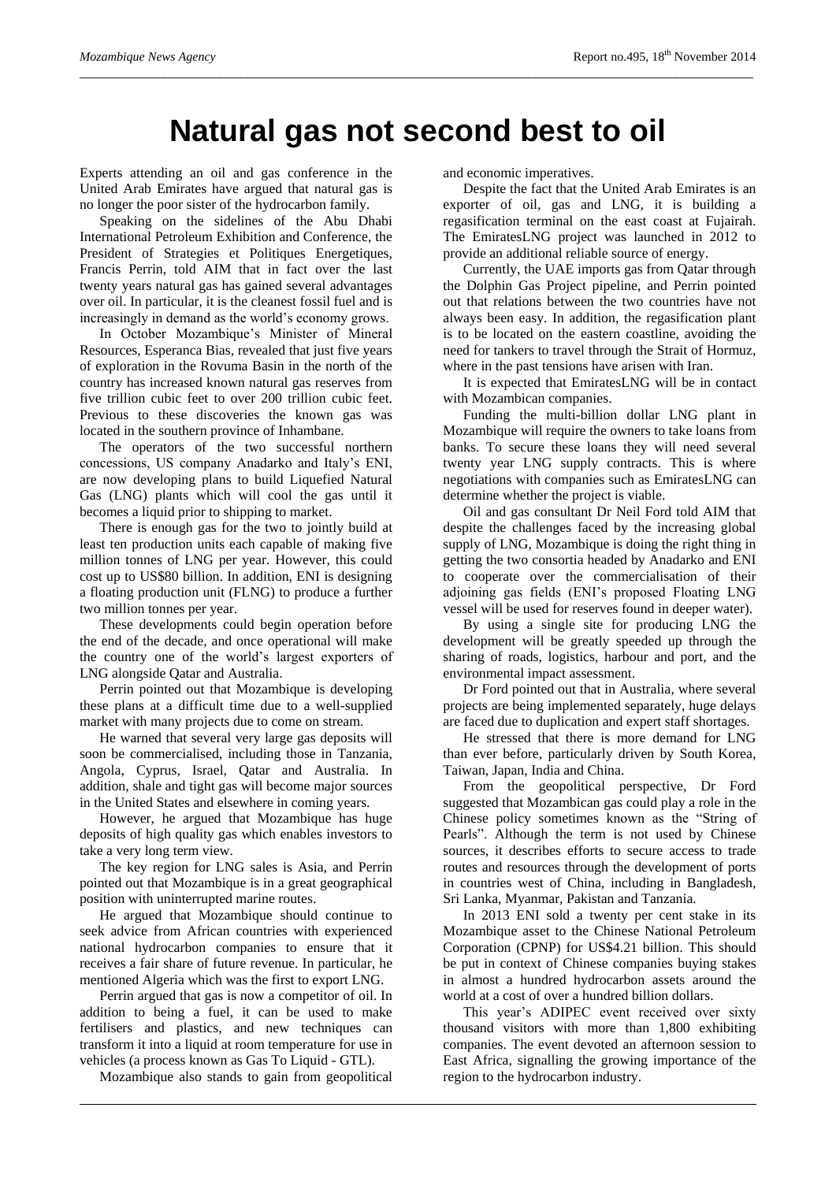# Natural gas not second best to oil

Experts attending an oil and gas conference in the United Arab Emirates have argued that natural gas is no longer the poor sister of the hydrocarbon family.

Speaking on the sidelines of the Abu Dhabi International Petroleum Exhibition and Conference, the President of Strategies et Politiques Energetiques, Francis Perrin, told AIM that in fact over the last twenty years natural gas has gained several advantages over oil. In particular, it is the cleanest fossil fuel and is increasingly in demand as the world's economy grows.

In October Mozambique's Minister of Mineral Resources, Esperanca Bias, revealed that just five years of exploration in the Rovuma Basin in the north of the country has increased known natural gas reserves from five trillion cubic feet to over 200 trillion cubic feet. Previous to these discoveries the known gas was located in the southern province of Inhambane.

The operators of the two successful northern concessions, US company Anadarko and Italy's ENI, are now developing plans to build Liquefied Natural Gas (LNG) plants which will cool the gas until it becomes a liquid prior to shipping to market.

There is enough gas for the two to jointly build at least ten production units each capable of making five million tonnes of LNG per year. However, this could cost up to US$80 billion. In addition, ENI is designing a floating production unit (FLNG) to produce a further two million tonnes per year.

These developments could begin operation before the end of the decade, and once operational will make the country one of the world's largest exporters of LNG alongside Qatar and Australia.

Perrin pointed out that Mozambique is developing these plans at a difficult time due to a well-supplied market with many projects due to come on stream.

He warned that several very large gas deposits will soon be commercialised, including those in Tanzania, Angola, Cyprus, Israel, Qatar and Australia. In addition, shale and tight gas will become major sources in the United States and elsewhere in coming years.

However, he argued that Mozambique has huge deposits of high quality gas which enables investors to take a very long term view.

The key region for LNG sales is Asia, and Perrin pointed out that Mozambique is in a great geographical position with uninterrupted marine routes.

He argued that Mozambique should continue to seek advice from African countries with experienced national hydrocarbon companies to ensure that it receives a fair share of future revenue. In particular, he mentioned Algeria which was the first to export LNG.

Perrin argued that gas is now a competitor of oil. In addition to being a fuel, it can be used to make fertilisers and plastics, and new techniques can transform it into a liquid at room temperature for use in vehicles (a process known as Gas To Liquid - GTL).

Mozambique also stands to gain from geopolitical and economic imperatives.

Despite the fact that the United Arab Emirates is an exporter of oil, gas and LNG, it is building a regasification terminal on the east coast at Fujairah. The EmiratesLNG project was launched in 2012 to provide an additional reliable source of energy.

Currently, the UAE imports gas from Qatar through the Dolphin Gas Project pipeline, and Perrin pointed out that relations between the two countries have not always been easy. In addition, the regasification plant is to be located on the eastern coastline, avoiding the need for tankers to travel through the Strait of Hormuz, where in the past tensions have arisen with Iran.

It is expected that EmiratesLNG will be in contact with Mozambican companies.

Funding the multi-billion dollar LNG plant in Mozambique will require the owners to take loans from banks. To secure these loans they will need several twenty year LNG supply contracts. This is where negotiations with companies such as EmiratesLNG can determine whether the project is viable.

Oil and gas consultant Dr Neil Ford told AIM that despite the challenges faced by the increasing global supply of LNG, Mozambique is doing the right thing in getting the two consortia headed by Anadarko and ENI to cooperate over the commercialisation of their adjoining gas fields (ENI's proposed Floating LNG vessel will be used for reserves found in deeper water).

By using a single site for producing LNG the development will be greatly speeded up through the sharing of roads, logistics, harbour and port, and the environmental impact assessment.

Dr Ford pointed out that in Australia, where several projects are being implemented separately, huge delays are faced due to duplication and expert staff shortages.

He stressed that there is more demand for LNG than ever before, particularly driven by South Korea, Taiwan, Japan, India and China.

From the geopolitical perspective, Dr Ford suggested that Mozambican gas could play a role in the Chinese policy sometimes known as the "String of Pearls". Although the term is not used by Chinese sources, it describes efforts to secure access to trade routes and resources through the development of ports in countries west of China, including in Bangladesh, Sri Lanka, Myanmar, Pakistan and Tanzania.

In 2013 ENI sold a twenty per cent stake in its Mozambique asset to the Chinese National Petroleum Corporation (CPNP) for US$4.21 billion. This should be put in context of Chinese companies buying stakes in almost a hundred hydrocarbon assets around the world at a cost of over a hundred billion dollars.

This year's ADIPEC event received over sixty thousand visitors with more than 1,800 exhibiting companies. The event devoted an afternoon session to East Africa, signalling the growing importance of the region to the hydrocarbon industry.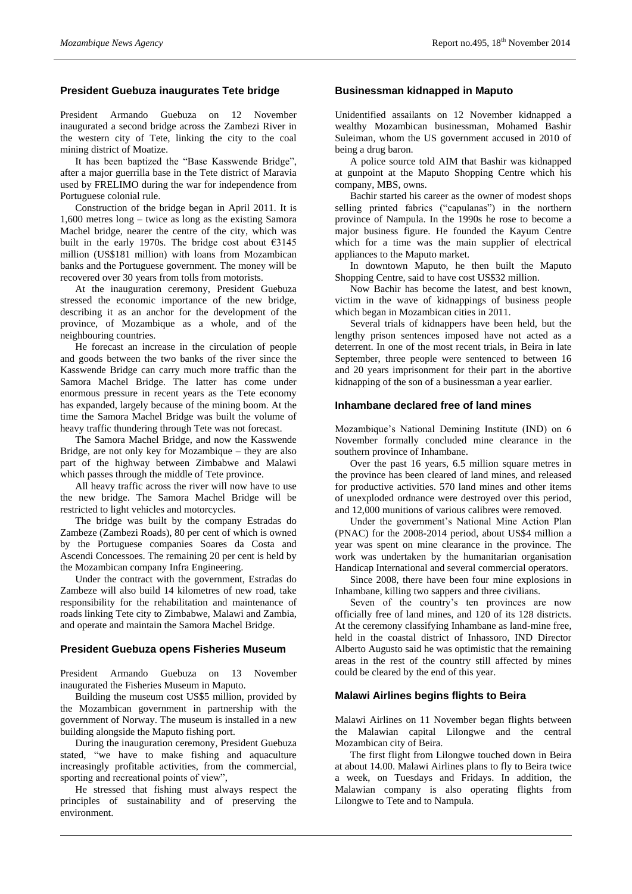## President Guebuza inaugurates Tete bridge

President Armando Guebuza on 12 November inaugurated a second bridge across the Zambezi River in the western city of Tete, linking the city to the coal mining district of Moatize.

It has been baptized the "Base Kasswende Bridge", after a major guerrilla base in the Tete district of Maravia used by FRELIMO during the war for independence from Portuguese colonial rule.

Construction of the bridge began in April 2011. It is 1,600 metres long – twice as long as the existing Samora Machel bridge, nearer the centre of the city, which was built in the early 1970s. The bridge cost about €3145 million (US$181 million) with loans from Mozambican banks and the Portuguese government. The money will be recovered over 30 years from tolls from motorists.

At the inauguration ceremony, President Guebuza stressed the economic importance of the new bridge, describing it as an anchor for the development of the province, of Mozambique as a whole, and of the neighbouring countries.

He forecast an increase in the circulation of people and goods between the two banks of the river since the Kasswende Bridge can carry much more traffic than the Samora Machel Bridge. The latter has come under enormous pressure in recent years as the Tete economy has expanded, largely because of the mining boom. At the time the Samora Machel Bridge was built the volume of heavy traffic thundering through Tete was not forecast.

The Samora Machel Bridge, and now the Kasswende Bridge, are not only key for Mozambique – they are also part of the highway between Zimbabwe and Malawi which passes through the middle of Tete province.

All heavy traffic across the river will now have to use the new bridge. The Samora Machel Bridge will be restricted to light vehicles and motorcycles.

The bridge was built by the company Estradas do Zambeze (Zambezi Roads), 80 per cent of which is owned by the Portuguese companies Soares da Costa and Ascendi Concessoes. The remaining 20 per cent is held by the Mozambican company Infra Engineering.

Under the contract with the government, Estradas do Zambeze will also build 14 kilometres of new road, take responsibility for the rehabilitation and maintenance of roads linking Tete city to Zimbabwe, Malawi and Zambia, and operate and maintain the Samora Machel Bridge.

## President Guebuza opens Fisheries Museum

President Armando Guebuza on 13 November inaugurated the Fisheries Museum in Maputo.

Building the museum cost US$5 million, provided by the Mozambican government in partnership with the government of Norway. The museum is installed in a new building alongside the Maputo fishing port.

During the inauguration ceremony, President Guebuza stated, "we have to make fishing and aquaculture increasingly profitable activities, from the commercial, sporting and recreational points of view",

He stressed that fishing must always respect the principles of sustainability and of preserving the environment.

## Businessman kidnapped in Maputo

Unidentified assailants on 12 November kidnapped a wealthy Mozambican businessman, Mohamed Bashir Suleiman, whom the US government accused in 2010 of being a drug baron.

A police source told AIM that Bashir was kidnapped at gunpoint at the Maputo Shopping Centre which his company, MBS, owns.

Bachir started his career as the owner of modest shops selling printed fabrics ("capulanas") in the northern province of Nampula. In the 1990s he rose to become a major business figure. He founded the Kayum Centre which for a time was the main supplier of electrical appliances to the Maputo market.

In downtown Maputo, he then built the Maputo Shopping Centre, said to have cost US$32 million.

Now Bachir has become the latest, and best known, victim in the wave of kidnappings of business people which began in Mozambican cities in 2011.

Several trials of kidnappers have been held, but the lengthy prison sentences imposed have not acted as a deterrent. In one of the most recent trials, in Beira in late September, three people were sentenced to between 16 and 20 years imprisonment for their part in the abortive kidnapping of the son of a businessman a year earlier.

## Inhambane declared free of land mines

Mozambique's National Demining Institute (IND) on 6 November formally concluded mine clearance in the southern province of Inhambane.

Over the past 16 years, 6.5 million square metres in the province has been cleared of land mines, and released for productive activities. 570 land mines and other items of unexploded ordnance were destroyed over this period, and 12,000 munitions of various calibres were removed.

Under the government's National Mine Action Plan (PNAC) for the 2008-2014 period, about US$4 million a year was spent on mine clearance in the province. The work was undertaken by the humanitarian organisation Handicap International and several commercial operators.

Since 2008, there have been four mine explosions in Inhambane, killing two sappers and three civilians.

Seven of the country's ten provinces are now officially free of land mines, and 120 of its 128 districts. At the ceremony classifying Inhambane as land-mine free, held in the coastal district of Inhassoro, IND Director Alberto Augusto said he was optimistic that the remaining areas in the rest of the country still affected by mines could be cleared by the end of this year.

## Malawi Airlines begins flights to Beira

Malawi Airlines on 11 November began flights between the Malawian capital Lilongwe and the central Mozambican city of Beira.

The first flight from Lilongwe touched down in Beira at about 14.00. Malawi Airlines plans to fly to Beira twice a week, on Tuesdays and Fridays. In addition, the Malawian company is also operating flights from Lilongwe to Tete and to Nampula.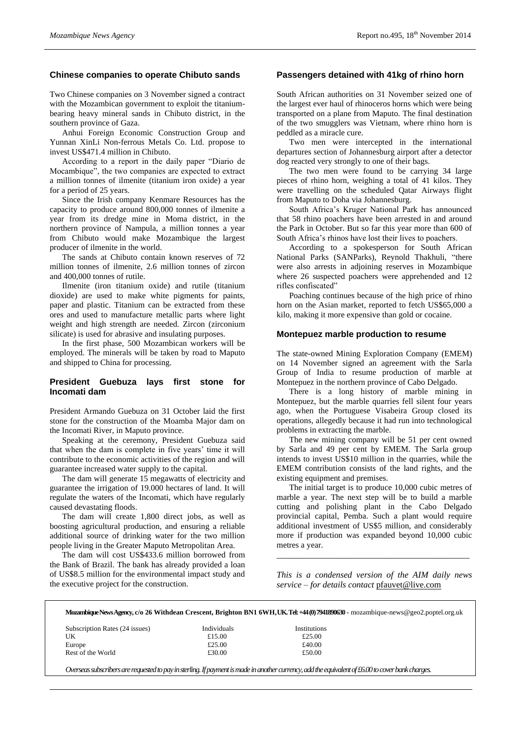## Chinese companies to operate Chibuto sands

Two Chinese companies on 3 November signed a contract with the Mozambican government to exploit the titanium-bearing heavy mineral sands in Chibuto district, in the southern province of Gaza.

Anhui Foreign Economic Construction Group and Yunnan XinLi Non-ferrous Metals Co. Ltd. propose to invest US$471.4 million in Chibuto.

According to a report in the daily paper "Diario de Mocambique", the two companies are expected to extract a million tonnes of ilmenite (titanium iron oxide) a year for a period of 25 years.

Since the Irish company Kenmare Resources has the capacity to produce around 800,000 tonnes of ilmenite a year from its dredge mine in Moma district, in the northern province of Nampula, a million tonnes a year from Chibuto would make Mozambique the largest producer of ilmenite in the world.

The sands at Chibuto contain known reserves of 72 million tonnes of ilmenite, 2.6 million tonnes of zircon and 400,000 tonnes of rutile.

Ilmenite (iron titanium oxide) and rutile (titanium dioxide) are used to make white pigments for paints, paper and plastic. Titanium can be extracted from these ores and used to manufacture metallic parts where light weight and high strength are needed. Zircon (zirconium silicate) is used for abrasive and insulating purposes.

In the first phase, 500 Mozambican workers will be employed. The minerals will be taken by road to Maputo and shipped to China for processing.

## President Guebuza lays first stone for Incomati dam

President Armando Guebuza on 31 October laid the first stone for the construction of the Moamba Major dam on the Incomati River, in Maputo province.

Speaking at the ceremony, President Guebuza said that when the dam is complete in five years' time it will contribute to the economic activities of the region and will guarantee increased water supply to the capital.

The dam will generate 15 megawatts of electricity and guarantee the irrigation of 19.000 hectares of land. It will regulate the waters of the Incomati, which have regularly caused devastating floods.

The dam will create 1,800 direct jobs, as well as boosting agricultural production, and ensuring a reliable additional source of drinking water for the two million people living in the Greater Maputo Metropolitan Area.

The dam will cost US$433.6 million borrowed from the Bank of Brazil. The bank has already provided a loan of US$8.5 million for the environmental impact study and the executive project for the construction.

## Passengers detained with 41kg of rhino horn

South African authorities on 31 November seized one of the largest ever haul of rhinoceros horns which were being transported on a plane from Maputo. The final destination of the two smugglers was Vietnam, where rhino horn is peddled as a miracle cure.

Two men were intercepted in the international departures section of Johannesburg airport after a detector dog reacted very strongly to one of their bags.

The two men were found to be carrying 34 large pieces of rhino horn, weighing a total of 41 kilos. They were travelling on the scheduled Qatar Airways flight from Maputo to Doha via Johannesburg.

South Africa's Kruger National Park has announced that 58 rhino poachers have been arrested in and around the Park in October. But so far this year more than 600 of South Africa's rhinos have lost their lives to poachers.

According to a spokesperson for South African National Parks (SANParks), Reynold Thakhuli, "there were also arrests in adjoining reserves in Mozambique where 26 suspected poachers were apprehended and 12 rifles confiscated"

Poaching continues because of the high price of rhino horn on the Asian market, reported to fetch US$65,000 a kilo, making it more expensive than gold or cocaine.

## Montepuez marble production to resume

The state-owned Mining Exploration Company (EMEM) on 14 November signed an agreement with the Sarla Group of India to resume production of marble at Montepuez in the northern province of Cabo Delgado.

There is a long history of marble mining in Montepuez, but the marble quarries fell silent four years ago, when the Portuguese Visabeira Group closed its operations, allegedly because it had run into technological problems in extracting the marble.

The new mining company will be 51 per cent owned by Sarla and 49 per cent by EMEM. The Sarla group intends to invest US$10 million in the quarries, while the EMEM contribution consists of the land rights, and the existing equipment and premises.

The initial target is to produce 10,000 cubic metres of marble a year. The next step will be to build a marble cutting and polishing plant in the Cabo Delgado provincial capital, Pemba. Such a plant would require additional investment of US$5 million, and considerably more if production was expanded beyond 10,000 cubic metres a year.

---

*This is a condensed version of the AIM daily news service – for details contact* pfauvet@live.com

**Mozambique News Agency, c/o 26 Withdean Crescent, Brighton BN1 6WH, UK. Tel: +44 (0) 7941890630** - mozambique-news@geo2.poptel.org.uk

| Subscription Rates (24 issues) | Individuals | Institutions |
|---|---|---|
| UK | £15.00 | £25.00 |
| Europe | £25.00 | £40.00 |
| Rest of the World | £30.00 | £50.00 |

*Overseas subscribers are requested to pay in sterling. If payment is made in another currency, add the equivalent of £6.00 to cover bank charges.*